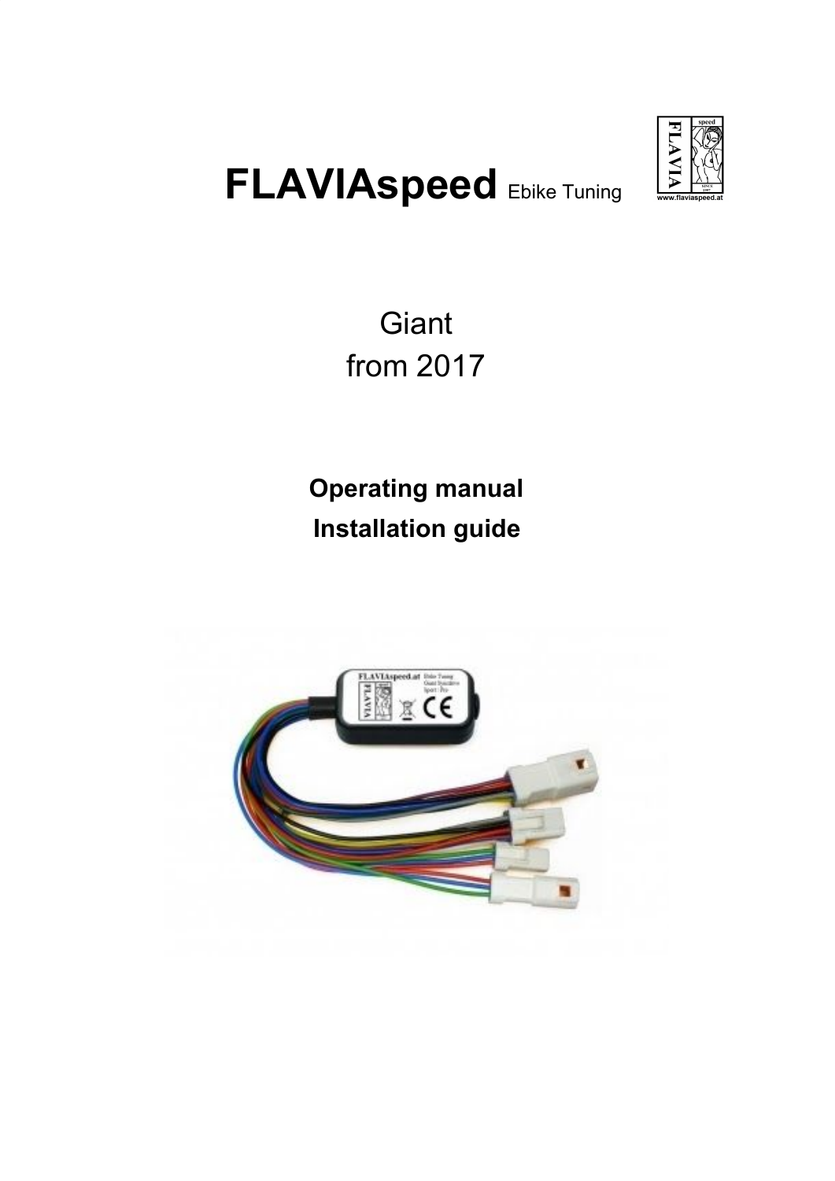# FLAVIAspeed Ebike Tuning

Giant
from 2017

**Operating manual**
**Installation guide**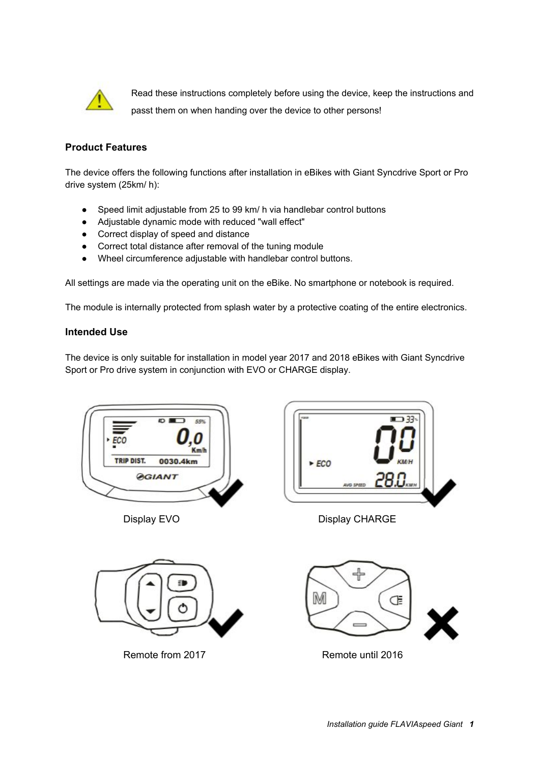Read these instructions completely before using the device, keep the instructions and passt them on when handing over the device to other persons!

### Product Features

The device offers the following functions after installation in eBikes with Giant Syncdrive Sport or Pro drive system (25km/ h):

- Speed limit adjustable from 25 to 99 km/ h via handlebar control buttons
- Adjustable dynamic mode with reduced "wall effect"
- Correct display of speed and distance
- Correct total distance after removal of the tuning module
- Wheel circumference adjustable with handlebar control buttons.

All settings are made via the operating unit on the eBike. No smartphone or notebook is required.

The module is internally protected from splash water by a protective coating of the entire electronics.

### Intended Use

The device is only suitable for installation in model year 2017 and 2018 eBikes with Giant Syncdrive Sport or Pro drive system in conjunction with EVO or CHARGE display.

Display EVO

Display CHARGE

Remote from 2017

Remote until 2016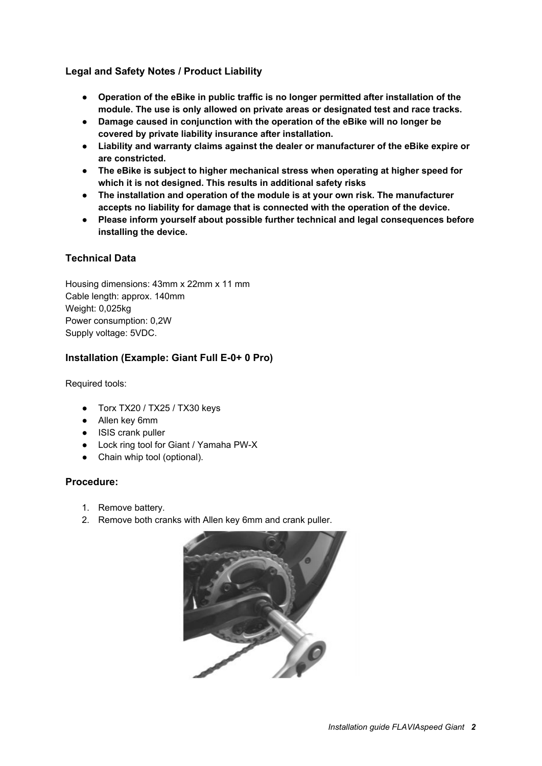### Legal and Safety Notes / Product Liability

- **Operation of the eBike in public traffic is no longer permitted after installation of the module. The use is only allowed on private areas or designated test and race tracks.**
- **Damage caused in conjunction with the operation of the eBike will no longer be covered by private liability insurance after installation.**
- **Liability and warranty claims against the dealer or manufacturer of the eBike expire or are constricted.**
- **The eBike is subject to higher mechanical stress when operating at higher speed for which it is not designed. This results in additional safety risks**
- **The installation and operation of the module is at your own risk. The manufacturer accepts no liability for damage that is connected with the operation of the device.**
- **Please inform yourself about possible further technical and legal consequences before installing the device.**

### Technical Data

Housing dimensions: 43mm x 22mm x 11 mm
Cable length: approx. 140mm
Weight: 0,025kg
Power consumption: 0,2W
Supply voltage: 5VDC.

### Installation (Example: Giant Full E-0+ 0 Pro)

Required tools:

- Torx TX20 / TX25 / TX30 keys
- Allen key 6mm
- ISIS crank puller
- Lock ring tool for Giant / Yamaha PW-X
- Chain whip tool (optional).

### Procedure:

1. Remove battery.
2. Remove both cranks with Allen key 6mm and crank puller.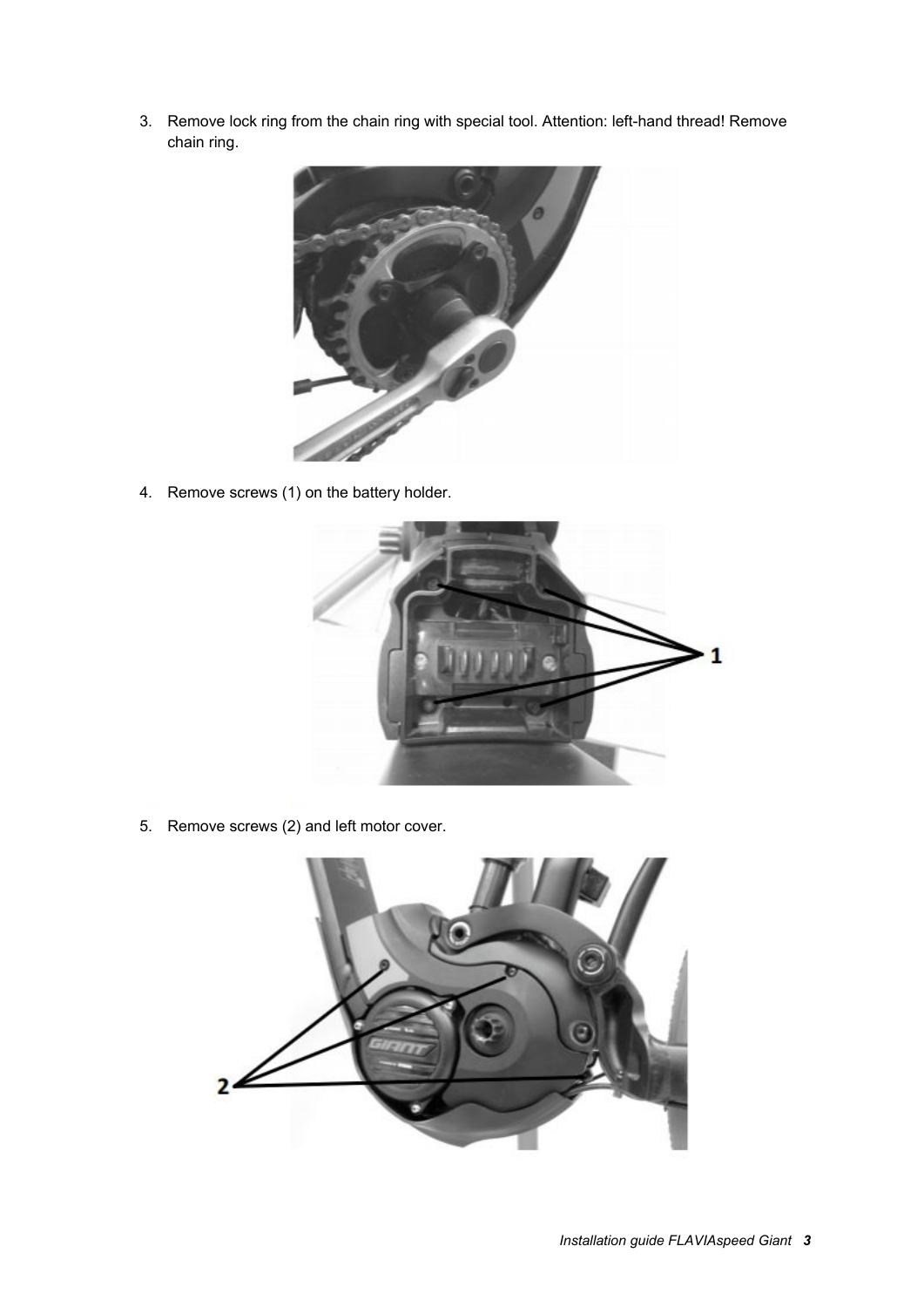3. Remove lock ring from the chain ring with special tool. Attention: left-hand thread! Remove chain ring.

4. Remove screws (1) on the battery holder.

5. Remove screws (2) and left motor cover.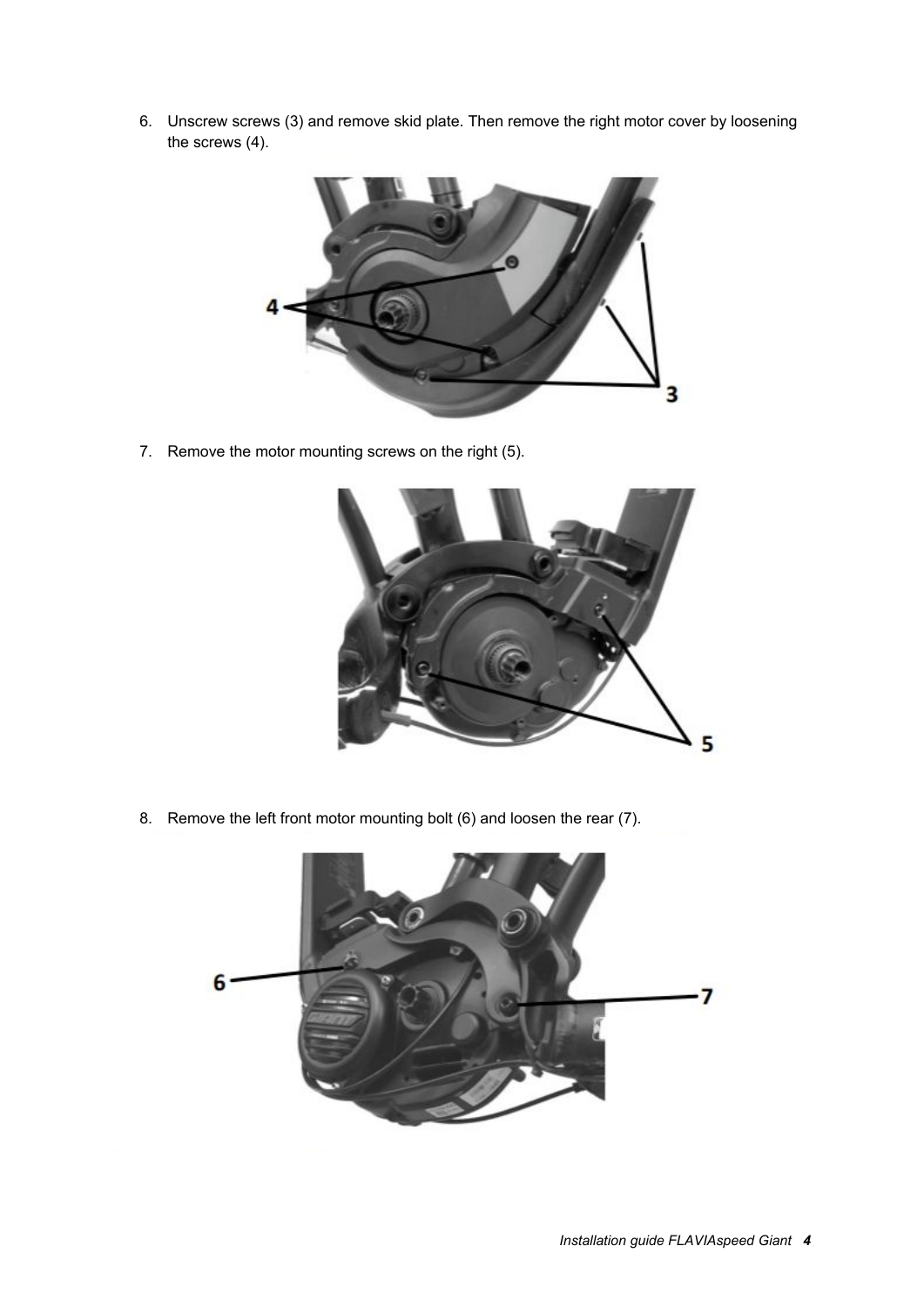6. Unscrew screws (3) and remove skid plate. Then remove the right motor cover by loosening the screws (4).

7. Remove the motor mounting screws on the right (5).

8. Remove the left front motor mounting bolt (6) and loosen the rear (7).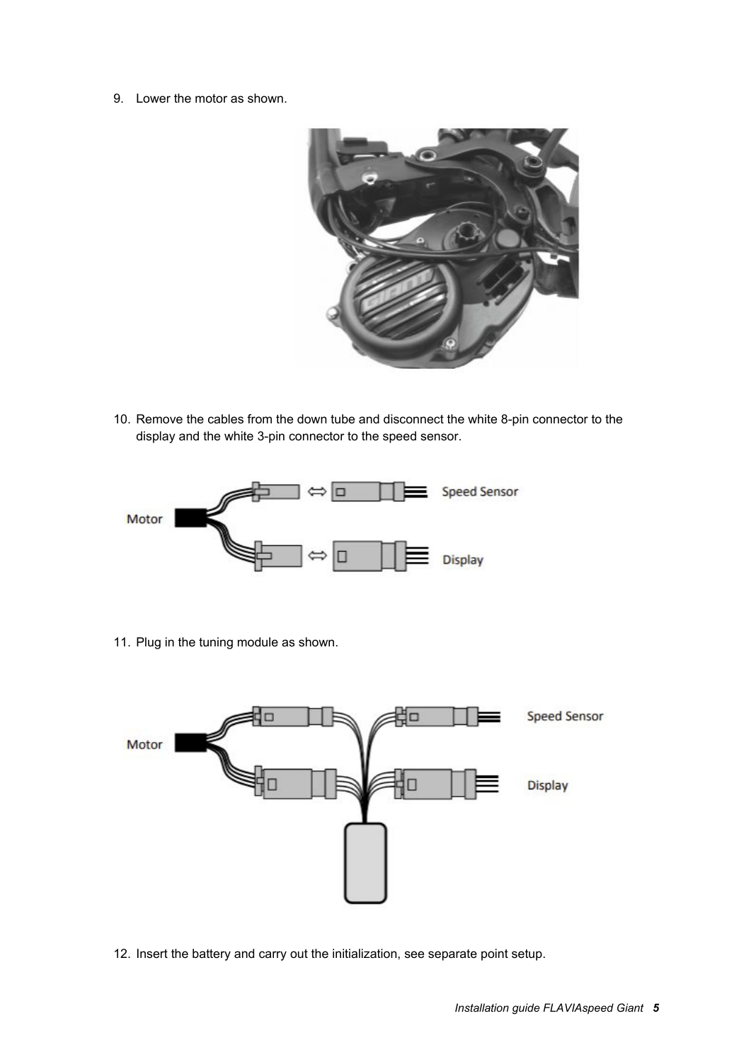9. Lower the motor as shown.

10. Remove the cables from the down tube and disconnect the white 8-pin connector to the display and the white 3-pin connector to the speed sensor.

11. Plug in the tuning module as shown.

12. Insert the battery and carry out the initialization, see separate point setup.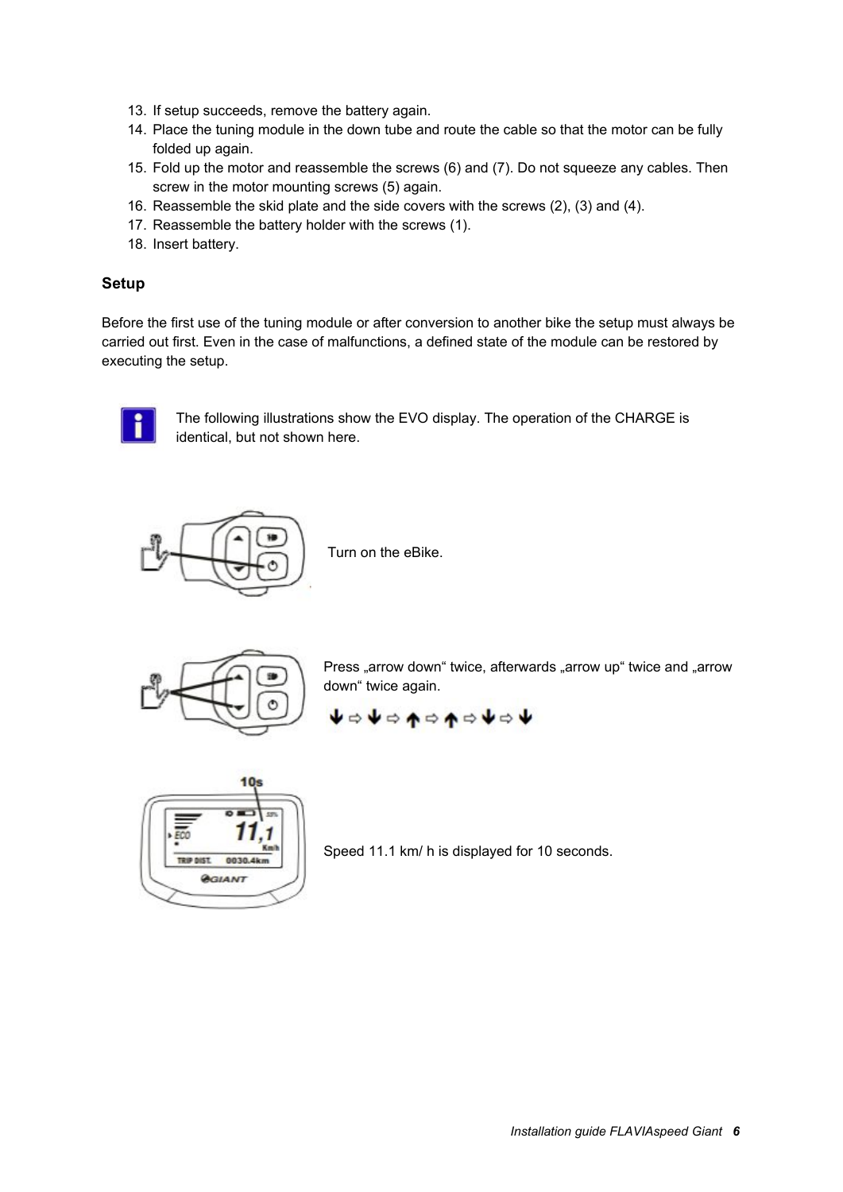13. If setup succeeds, remove the battery again.
14. Place the tuning module in the down tube and route the cable so that the motor can be fully folded up again.
15. Fold up the motor and reassemble the screws (6) and (7). Do not squeeze any cables. Then screw in the motor mounting screws (5) again.
16. Reassemble the skid plate and the side covers with the screws (2), (3) and (4).
17. Reassemble the battery holder with the screws (1).
18. Insert battery.

## Setup

Before the first use of the tuning module or after conversion to another bike the setup must always be carried out first. Even in the case of malfunctions, a defined state of the module can be restored by executing the setup.

The following illustrations show the EVO display. The operation of the CHARGE is identical, but not shown here.

Turn on the eBike.

Press „arrow down“ twice, afterwards „arrow up“ twice and „arrow down“ twice again.

↓ ⇨ ↓ ⇨ ↑ ⇨ ↑ ⇨ ↓ ⇨ ↓

Speed 11.1 km/ h is displayed for 10 seconds.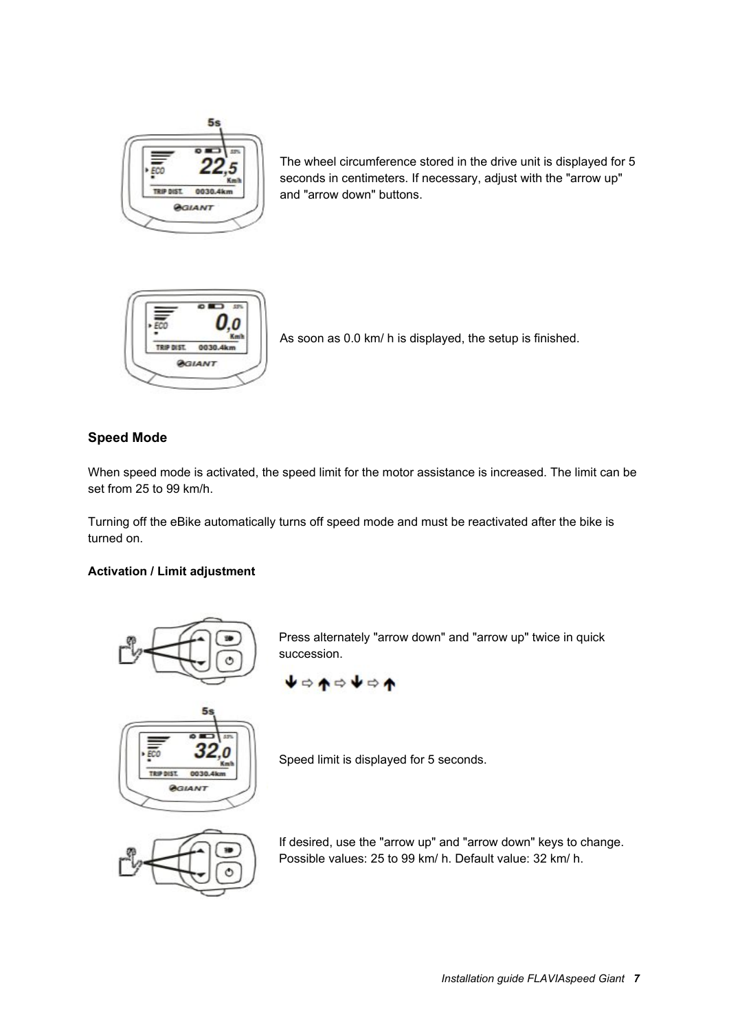The wheel circumference stored in the drive unit is displayed for 5 seconds in centimeters. If necessary, adjust with the "arrow up" and "arrow down" buttons.

As soon as 0.0 km/ h is displayed, the setup is finished.

### Speed Mode

When speed mode is activated, the speed limit for the motor assistance is increased. The limit can be set from 25 to 99 km/h.

Turning off the eBike automatically turns off speed mode and must be reactivated after the bike is turned on.

#### Activation / Limit adjustment

Press alternately "arrow down" and "arrow up" twice in quick succession.

↓ ⇨ ↑ ⇨ ↓ ⇨ ↑

Speed limit is displayed for 5 seconds.

If desired, use the "arrow up" and "arrow down" keys to change. Possible values: 25 to 99 km/ h. Default value: 32 km/ h.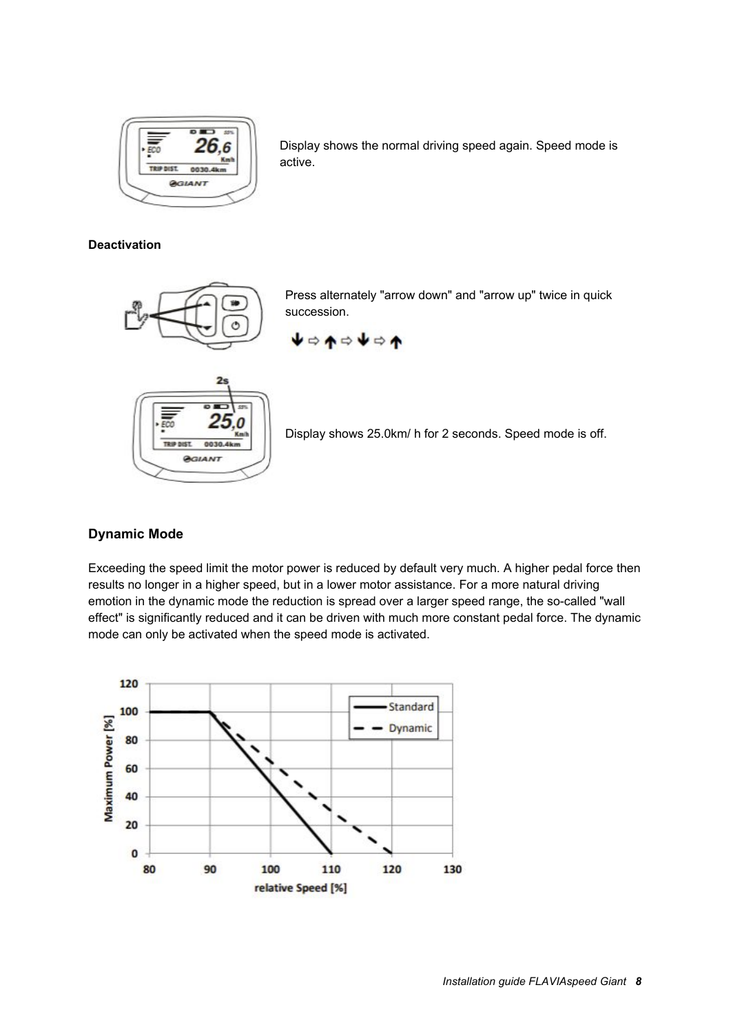Display shows the normal driving speed again. Speed mode is active.

**Deactivation**

Press alternately "arrow down" and "arrow up" twice in quick succession.

↓ ⇨ ↑ ⇨ ↓ ⇨ ↑

Display shows 25.0km/ h for 2 seconds. Speed mode is off.

## Dynamic Mode

Exceeding the speed limit the motor power is reduced by default very much. A higher pedal force then results no longer in a higher speed, but in a lower motor assistance. For a more natural driving emotion in the dynamic mode the reduction is spread over a larger speed range, the so-called "wall effect" is significantly reduced and it can be driven with much more constant pedal force. The dynamic mode can only be activated when the speed mode is activated.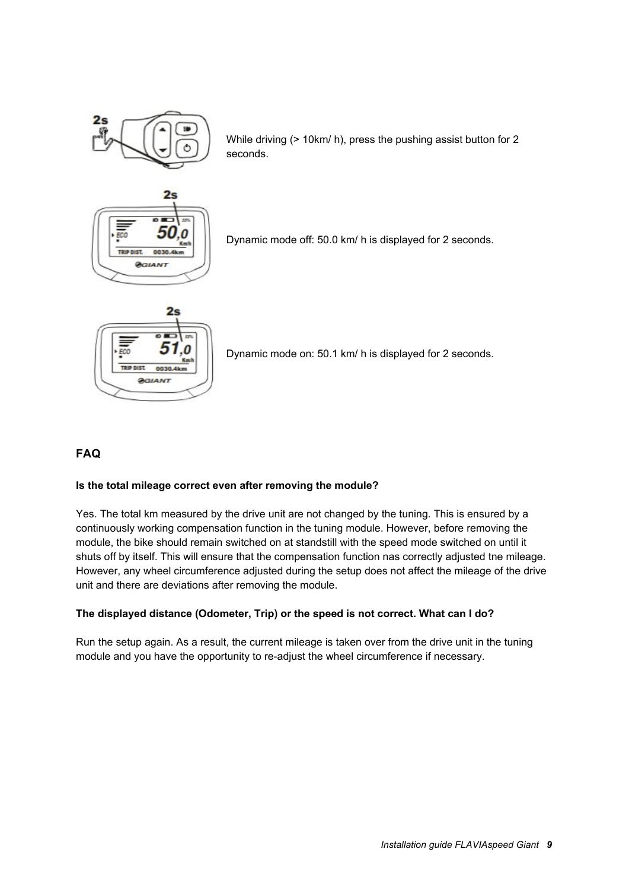While driving (> 10km/ h), press the pushing assist button for 2 seconds.

Dynamic mode off: 50.0 km/ h is displayed for 2 seconds.

Dynamic mode on: 50.1 km/ h is displayed for 2 seconds.

## FAQ

**Is the total mileage correct even after removing the module?**

Yes. The total km measured by the drive unit are not changed by the tuning. This is ensured by a continuously working compensation function in the tuning module. However, before removing the module, the bike should remain switched on at standstill with the speed mode switched on until it shuts off by itself. This will ensure that the compensation function nas correctly adjusted tne mileage. However, any wheel circumference adjusted during the setup does not affect the mileage of the drive unit and there are deviations after removing the module.

**The displayed distance (Odometer, Trip) or the speed is not correct. What can I do?**

Run the setup again. As a result, the current mileage is taken over from the drive unit in the tuning module and you have the opportunity to re-adjust the wheel circumference if necessary.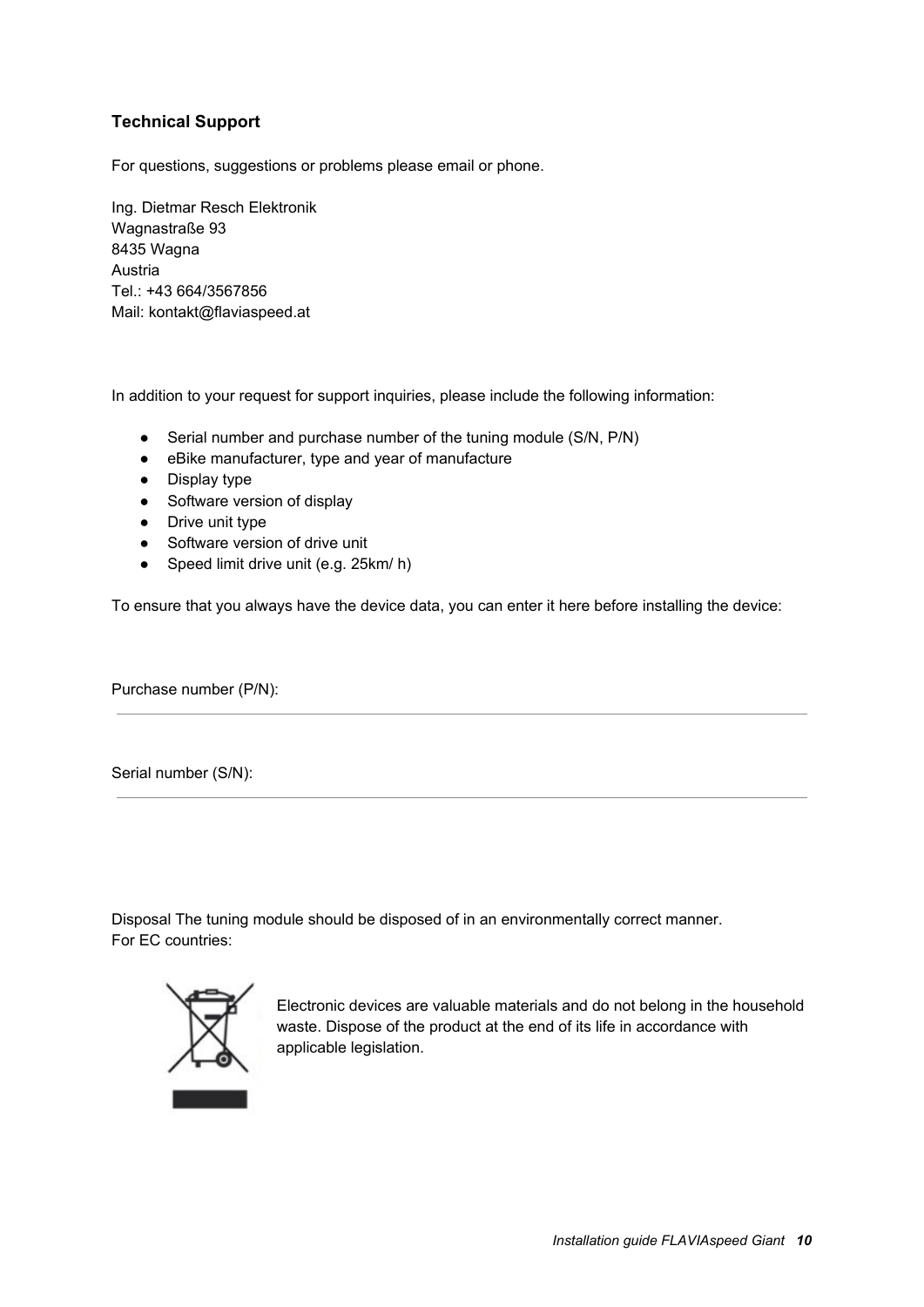### Technical Support

For questions, suggestions or problems please email or phone.

Ing. Dietmar Resch Elektronik
Wagnastraße 93
8435 Wagna
Austria
Tel.: +43 664/3567856
Mail: kontakt@flaviaspeed.at

In addition to your request for support inquiries, please include the following information:

- Serial number and purchase number of the tuning module (S/N, P/N)
- eBike manufacturer, type and year of manufacture
- Display type
- Software version of display
- Drive unit type
- Software version of drive unit
- Speed limit drive unit (e.g. 25km/ h)

To ensure that you always have the device data, you can enter it here before installing the device:

Purchase number (P/N):

---

Serial number (S/N):

---

Disposal The tuning module should be disposed of in an environmentally correct manner.
For EC countries:

Electronic devices are valuable materials and do not belong in the household waste. Dispose of the product at the end of its life in accordance with applicable legislation.